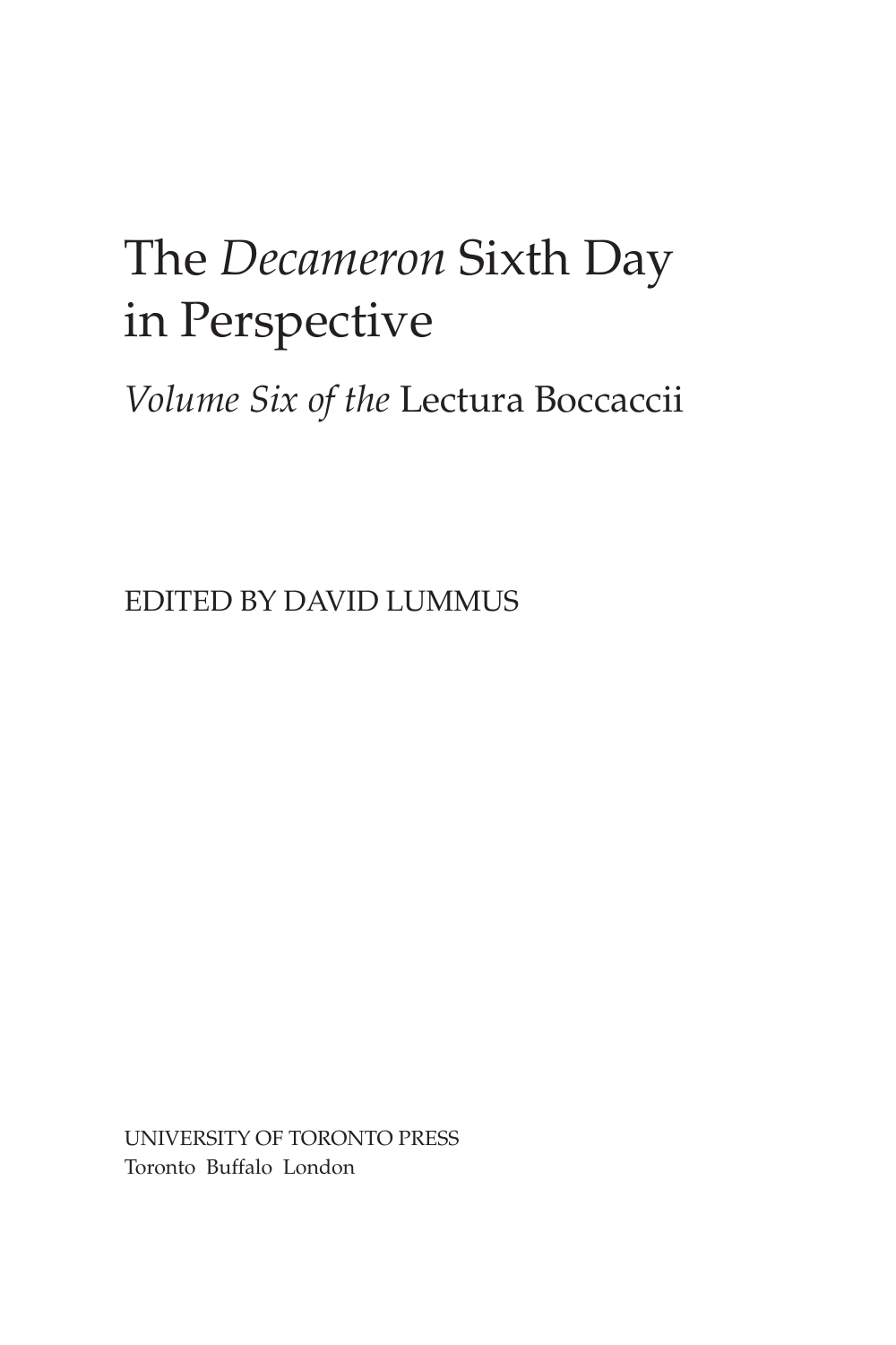# The *Decameron* Sixth Day in Perspective

## *Volume Six of the* Lectura Boccaccii

EDITED BY DAVID LUMMUS

UNIVERSITY OF TORONTO PRESS
Toronto Buffalo London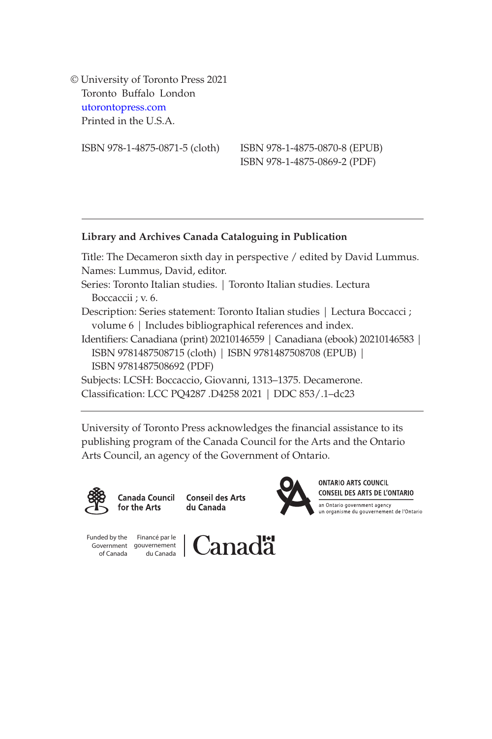© University of Toronto Press 2021
Toronto Buffalo London
utorontopress.com
Printed in the U.S.A.

ISBN 978-1-4875-0871-5 (cloth)  ISBN 978-1-4875-0870-8 (EPUB)
ISBN 978-1-4875-0869-2 (PDF)

---

**Library and Archives Canada Cataloguing in Publication**

Title: The Decameron sixth day in perspective / edited by David Lummus.
Names: Lummus, David, editor.
Series: Toronto Italian studies. | Toronto Italian studies. Lectura Boccaccii ; v. 6.
Description: Series statement: Toronto Italian studies | Lectura Boccacci ; volume 6 | Includes bibliographical references and index.
Identifiers: Canadiana (print) 20210146559 | Canadiana (ebook) 20210146583 | ISBN 9781487508715 (cloth) | ISBN 9781487508708 (EPUB) | ISBN 9781487508692 (PDF)
Subjects: LCSH: Boccaccio, Giovanni, 1313–1375. Decamerone.
Classification: LCC PQ4287 .D4258 2021 | DDC 853/.1–dc23

---

University of Toronto Press acknowledges the financial assistance to its publishing program of the Canada Council for the Arts and the Ontario Arts Council, an agency of the Government of Ontario.

Canada Council for the Arts  Conseil des Arts du Canada

ONTARIO ARTS COUNCIL
CONSEIL DES ARTS DE L'ONTARIO
an Ontario government agency
un organisme du gouvernement de l'Ontario

Funded by the Government of Canada  Financé par le gouvernement du Canada  Canada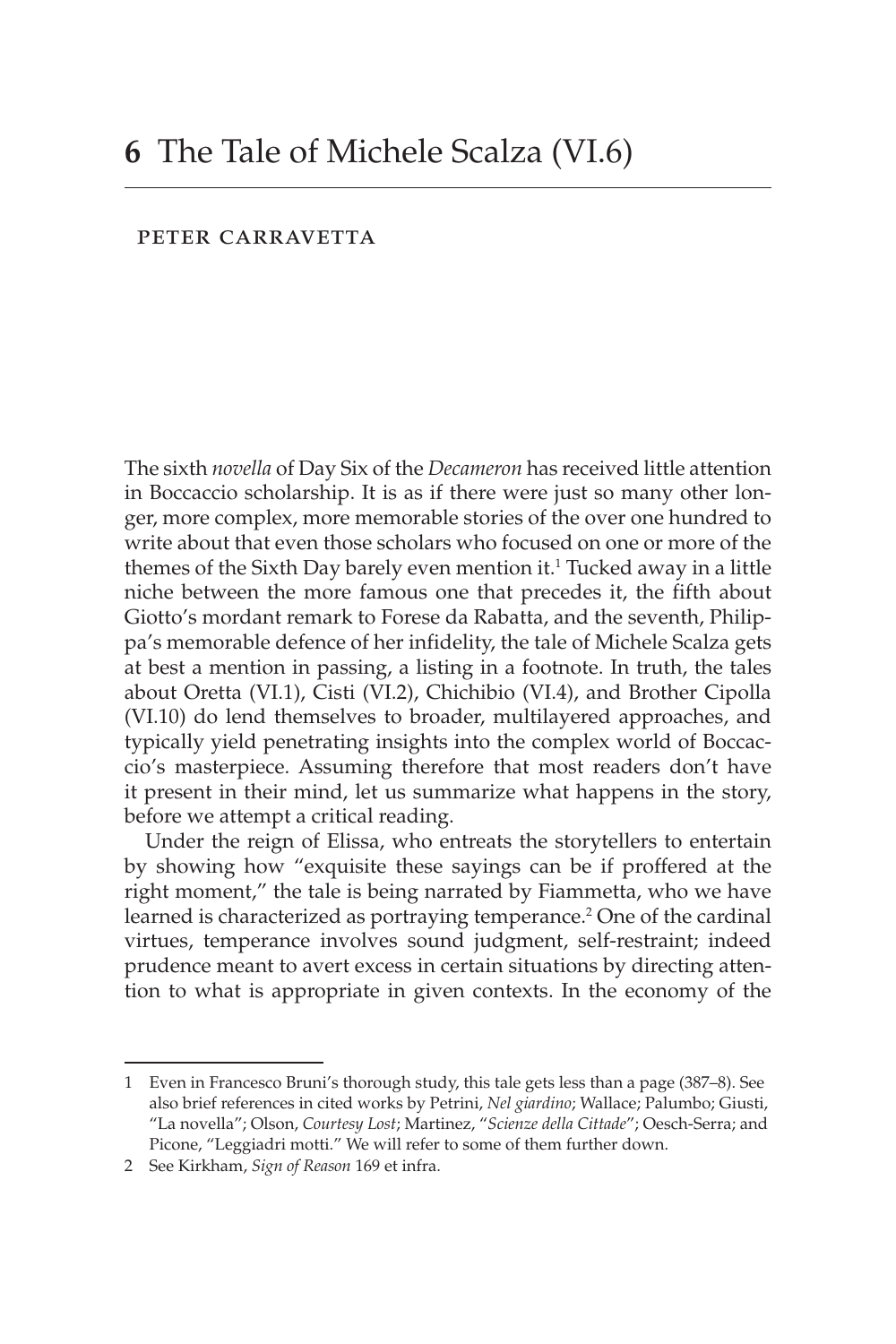# 6 The Tale of Michele Scalza (VI.6)

PETER CARRAVETTA

The sixth *novella* of Day Six of the *Decameron* has received little attention in Boccaccio scholarship. It is as if there were just so many other longer, more complex, more memorable stories of the over one hundred to write about that even those scholars who focused on one or more of the themes of the Sixth Day barely even mention it.[1] Tucked away in a little niche between the more famous one that precedes it, the fifth about Giotto's mordant remark to Forese da Rabatta, and the seventh, Philippa's memorable defence of her infidelity, the tale of Michele Scalza gets at best a mention in passing, a listing in a footnote. In truth, the tales about Oretta (VI.1), Cisti (VI.2), Chichibio (VI.4), and Brother Cipolla (VI.10) do lend themselves to broader, multilayered approaches, and typically yield penetrating insights into the complex world of Boccaccio's masterpiece. Assuming therefore that most readers don't have it present in their mind, let us summarize what happens in the story, before we attempt a critical reading.

Under the reign of Elissa, who entreats the storytellers to entertain by showing how "exquisite these sayings can be if proffered at the right moment," the tale is being narrated by Fiammetta, who we have learned is characterized as portraying temperance.[2] One of the cardinal virtues, temperance involves sound judgment, self-restraint; indeed prudence meant to avert excess in certain situations by directing attention to what is appropriate in given contexts. In the economy of the

1 Even in Francesco Bruni's thorough study, this tale gets less than a page (387–8). See also brief references in cited works by Petrini, *Nel giardino*; Wallace; Palumbo; Giusti, "La novella"; Olson, *Courtesy Lost*; Martinez, "*Scienze della Cittade*"; Oesch-Serra; and Picone, "Leggiadri motti." We will refer to some of them further down.

2 See Kirkham, *Sign of Reason* 169 et infra.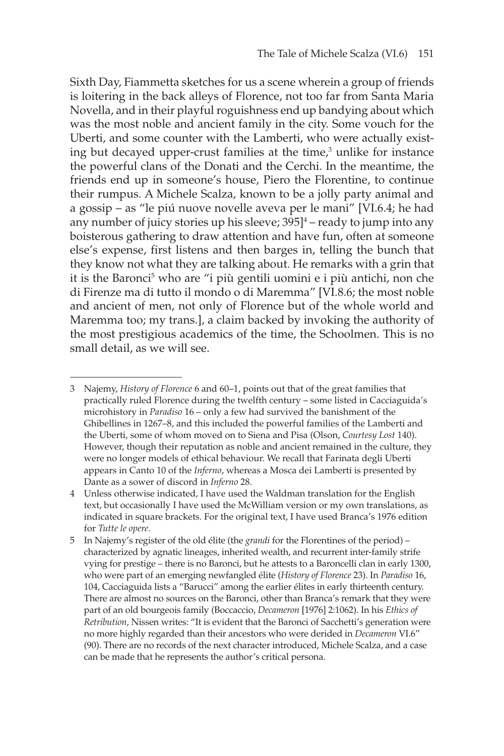Sixth Day, Fiammetta sketches for us a scene wherein a group of friends is loitering in the back alleys of Florence, not too far from Santa Maria Novella, and in their playful roguishness end up bandying about which was the most noble and ancient family in the city. Some vouch for the Uberti, and some counter with the Lamberti, who were actually existing but decayed upper-crust families at the time,[3] unlike for instance the powerful clans of the Donati and the Cerchi. In the meantime, the friends end up in someone's house, Piero the Florentine, to continue their rumpus. A Michele Scalza, known to be a jolly party animal and a gossip – as "le piú nuove novelle aveva per le mani" [VI.6.4; he had any number of juicy stories up his sleeve; 395][4] – ready to jump into any boisterous gathering to draw attention and have fun, often at someone else's expense, first listens and then barges in, telling the bunch that they know not what they are talking about. He remarks with a grin that it is the Baronci[5] who are "i più gentili uomini e i più antichi, non che di Firenze ma di tutto il mondo o di Maremma" [VI.8.6; the most noble and ancient of men, not only of Florence but of the whole world and Maremma too; my trans.], a claim backed by invoking the authority of the most prestigious academics of the time, the Schoolmen. This is no small detail, as we will see.

---

3 Najemy, *History of Florence* 6 and 60–1, points out that of the great families that practically ruled Florence during the twelfth century – some listed in Cacciaguida's microhistory in *Paradiso* 16 – only a few had survived the banishment of the Ghibellines in 1267–8, and this included the powerful families of the Lamberti and the Uberti, some of whom moved on to Siena and Pisa (Olson, *Courtesy Lost* 140). However, though their reputation as noble and ancient remained in the culture, they were no longer models of ethical behaviour. We recall that Farinata degli Uberti appears in Canto 10 of the *Inferno*, whereas a Mosca dei Lamberti is presented by Dante as a sower of discord in *Inferno* 28.

4 Unless otherwise indicated, I have used the Waldman translation for the English text, but occasionally I have used the McWilliam version or my own translations, as indicated in square brackets. For the original text, I have used Branca's 1976 edition for *Tutte le opere*.

5 In Najemy's register of the old élite (the *grandi* for the Florentines of the period) – characterized by agnatic lineages, inherited wealth, and recurrent inter-family strife vying for prestige – there is no Baronci, but he attests to a Baroncelli clan in early 1300, who were part of an emerging newfangled élite (*History of Florence* 23). In *Paradiso* 16, 104, Cacciaguida lists a "Barucci" among the earlier élites in early thirteenth century. There are almost no sources on the Baronci, other than Branca's remark that they were part of an old bourgeois family (Boccaccio, *Decameron* [1976] 2:1062). In his *Ethics of Retribution*, Nissen writes: "It is evident that the Baronci of Sacchetti's generation were no more highly regarded than their ancestors who were derided in *Decameron* VI.6" (90). There are no records of the next character introduced, Michele Scalza, and a case can be made that he represents the author's critical persona.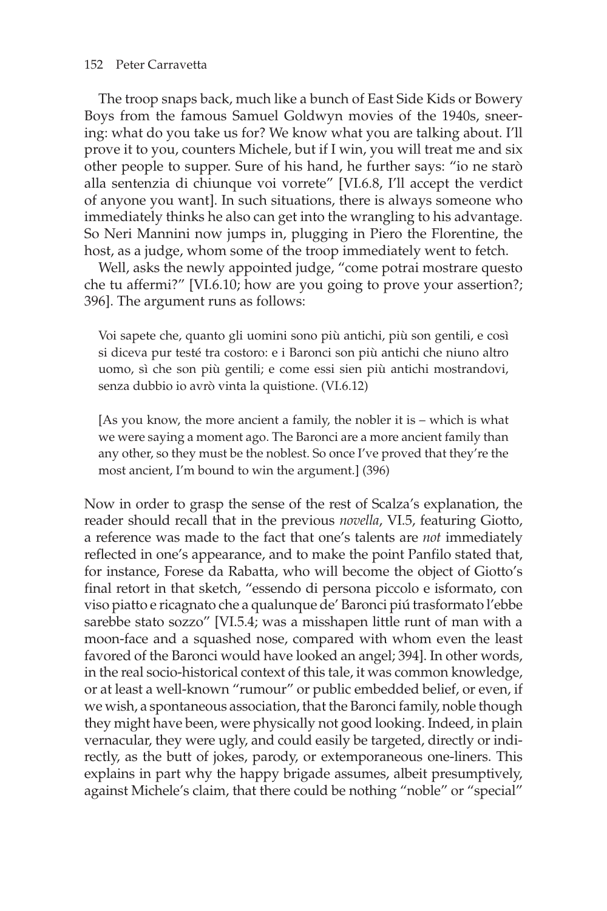The troop snaps back, much like a bunch of East Side Kids or Bowery Boys from the famous Samuel Goldwyn movies of the 1940s, sneering: what do you take us for? We know what you are talking about. I'll prove it to you, counters Michele, but if I win, you will treat me and six other people to supper. Sure of his hand, he further says: "io ne starò alla sentenzia di chiunque voi vorrete" [VI.6.8, I'll accept the verdict of anyone you want]. In such situations, there is always someone who immediately thinks he also can get into the wrangling to his advantage. So Neri Mannini now jumps in, plugging in Piero the Florentine, the host, as a judge, whom some of the troop immediately went to fetch.

Well, asks the newly appointed judge, "come potrai mostrare questo che tu affermi?" [VI.6.10; how are you going to prove your assertion?; 396]. The argument runs as follows:

> Voi sapete che, quanto gli uomini sono più antichi, più son gentili, e così si diceva pur testé tra costoro: e i Baronci son più antichi che niuno altro uomo, sì che son più gentili; e come essi sien più antichi mostrandovi, senza dubbio io avrò vinta la quistione. (VI.6.12)
>
> [As you know, the more ancient a family, the nobler it is – which is what we were saying a moment ago. The Baronci are a more ancient family than any other, so they must be the noblest. So once I've proved that they're the most ancient, I'm bound to win the argument.] (396)

Now in order to grasp the sense of the rest of Scalza's explanation, the reader should recall that in the previous *novella*, VI.5, featuring Giotto, a reference was made to the fact that one's talents are *not* immediately reflected in one's appearance, and to make the point Panfilo stated that, for instance, Forese da Rabatta, who will become the object of Giotto's final retort in that sketch, "essendo di persona piccolo e isformato, con viso piatto e ricagnato che a qualunque de' Baronci piú trasformato l'ebbe sarebbe stato sozzo" [VI.5.4; was a misshapen little runt of man with a moon-face and a squashed nose, compared with whom even the least favored of the Baronci would have looked an angel; 394]. In other words, in the real socio-historical context of this tale, it was common knowledge, or at least a well-known "rumour" or public embedded belief, or even, if we wish, a spontaneous association, that the Baronci family, noble though they might have been, were physically not good looking. Indeed, in plain vernacular, they were ugly, and could easily be targeted, directly or indirectly, as the butt of jokes, parody, or extemporaneous one-liners. This explains in part why the happy brigade assumes, albeit presumptively, against Michele's claim, that there could be nothing "noble" or "special"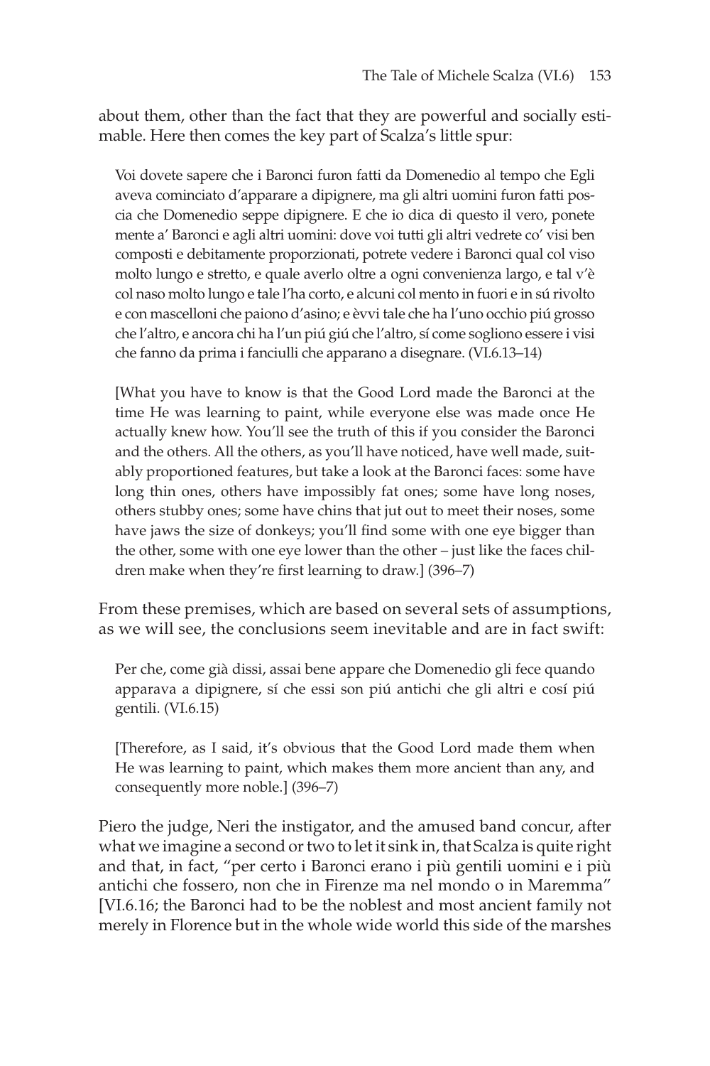about them, other than the fact that they are powerful and socially estimable. Here then comes the key part of Scalza's little spur:

> Voi dovete sapere che i Baronci furon fatti da Domenedio al tempo che Egli aveva cominciato d'apparare a dipignere, ma gli altri uomini furon fatti poscia che Domenedio seppe dipignere. E che io dica di questo il vero, ponete mente a' Baronci e agli altri uomini: dove voi tutti gli altri vedrete co' visi ben composti e debitamente proporzionati, potrete vedere i Baronci qual col viso molto lungo e stretto, e quale averlo oltre a ogni convenienza largo, e tal v'è col naso molto lungo e tale l'ha corto, e alcuni col mento in fuori e in sú rivolto e con mascelloni che paiono d'asino; e èvvi tale che ha l'uno occhio piú grosso che l'altro, e ancora chi ha l'un piú giú che l'altro, sí come sogliono essere i visi che fanno da prima i fanciulli che apparano a disegnare. (VI.6.13–14)
>
> [What you have to know is that the Good Lord made the Baronci at the time He was learning to paint, while everyone else was made once He actually knew how. You'll see the truth of this if you consider the Baronci and the others. All the others, as you'll have noticed, have well made, suitably proportioned features, but take a look at the Baronci faces: some have long thin ones, others have impossibly fat ones; some have long noses, others stubby ones; some have chins that jut out to meet their noses, some have jaws the size of donkeys; you'll find some with one eye bigger than the other, some with one eye lower than the other – just like the faces children make when they're first learning to draw.] (396–7)

From these premises, which are based on several sets of assumptions, as we will see, the conclusions seem inevitable and are in fact swift:

> Per che, come già dissi, assai bene appare che Domenedio gli fece quando apparava a dipignere, sí che essi son piú antichi che gli altri e cosí piú gentili. (VI.6.15)
>
> [Therefore, as I said, it's obvious that the Good Lord made them when He was learning to paint, which makes them more ancient than any, and consequently more noble.] (396–7)

Piero the judge, Neri the instigator, and the amused band concur, after what we imagine a second or two to let it sink in, that Scalza is quite right and that, in fact, "per certo i Baronci erano i più gentili uomini e i più antichi che fossero, non che in Firenze ma nel mondo o in Maremma" [VI.6.16; the Baronci had to be the noblest and most ancient family not merely in Florence but in the whole wide world this side of the marshes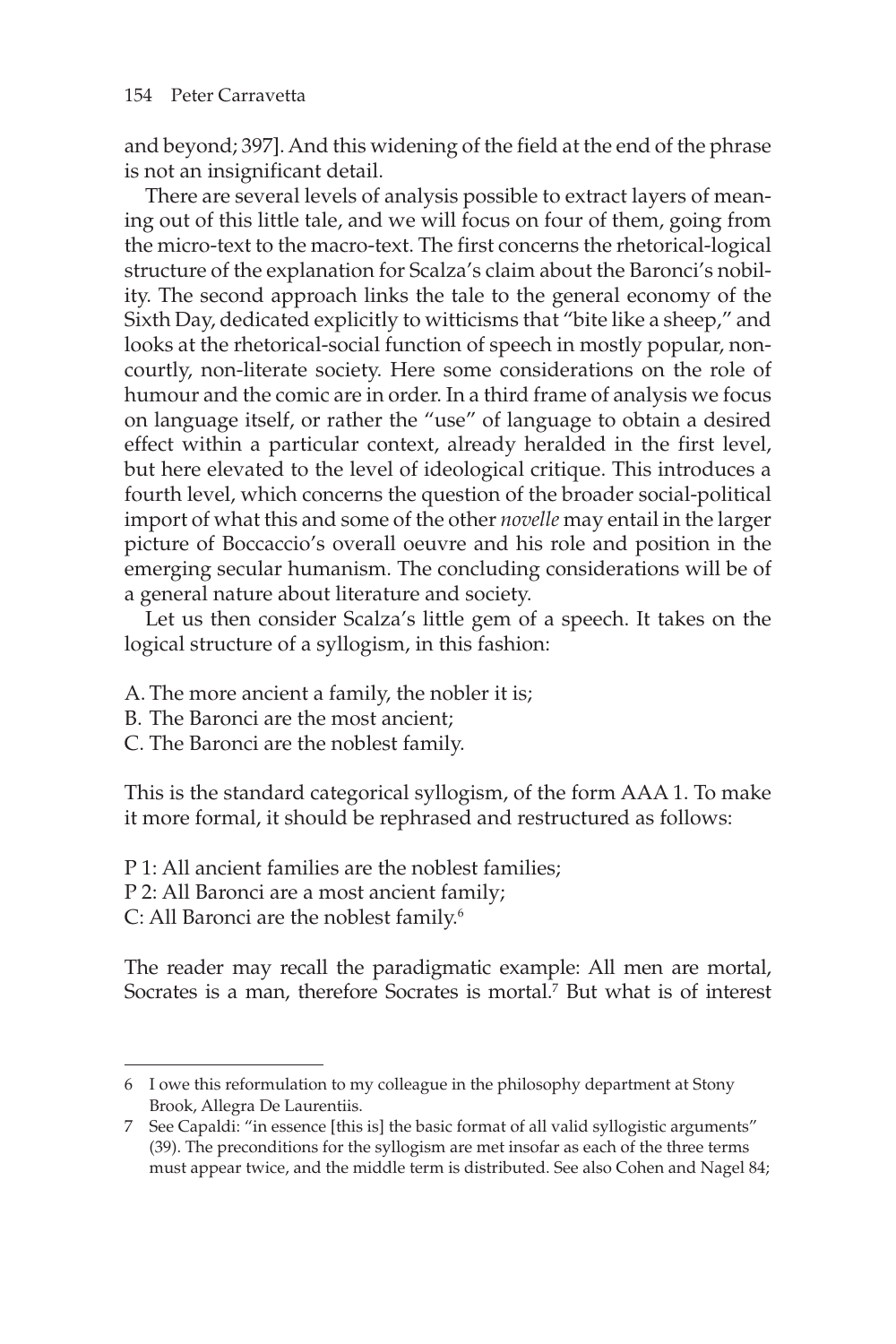and beyond; 397]. And this widening of the field at the end of the phrase is not an insignificant detail.

There are several levels of analysis possible to extract layers of meaning out of this little tale, and we will focus on four of them, going from the micro-text to the macro-text. The first concerns the rhetorical-logical structure of the explanation for Scalza's claim about the Baronci's nobility. The second approach links the tale to the general economy of the Sixth Day, dedicated explicitly to witticisms that "bite like a sheep," and looks at the rhetorical-social function of speech in mostly popular, non-courtly, non-literate society. Here some considerations on the role of humour and the comic are in order. In a third frame of analysis we focus on language itself, or rather the "use" of language to obtain a desired effect within a particular context, already heralded in the first level, but here elevated to the level of ideological critique. This introduces a fourth level, which concerns the question of the broader social-political import of what this and some of the other *novelle* may entail in the larger picture of Boccaccio's overall oeuvre and his role and position in the emerging secular humanism. The concluding considerations will be of a general nature about literature and society.

Let us then consider Scalza's little gem of a speech. It takes on the logical structure of a syllogism, in this fashion:

A. The more ancient a family, the nobler it is;
B. The Baronci are the most ancient;
C. The Baronci are the noblest family.

This is the standard categorical syllogism, of the form AAA 1. To make it more formal, it should be rephrased and restructured as follows:

P 1: All ancient families are the noblest families;
P 2: All Baronci are a most ancient family;
C: All Baronci are the noblest family.[6]

The reader may recall the paradigmatic example: All men are mortal, Socrates is a man, therefore Socrates is mortal.[7] But what is of interest

---

6 I owe this reformulation to my colleague in the philosophy department at Stony Brook, Allegra De Laurentiis.

7 See Capaldi: "in essence [this is] the basic format of all valid syllogistic arguments" (39). The preconditions for the syllogism are met insofar as each of the three terms must appear twice, and the middle term is distributed. See also Cohen and Nagel 84;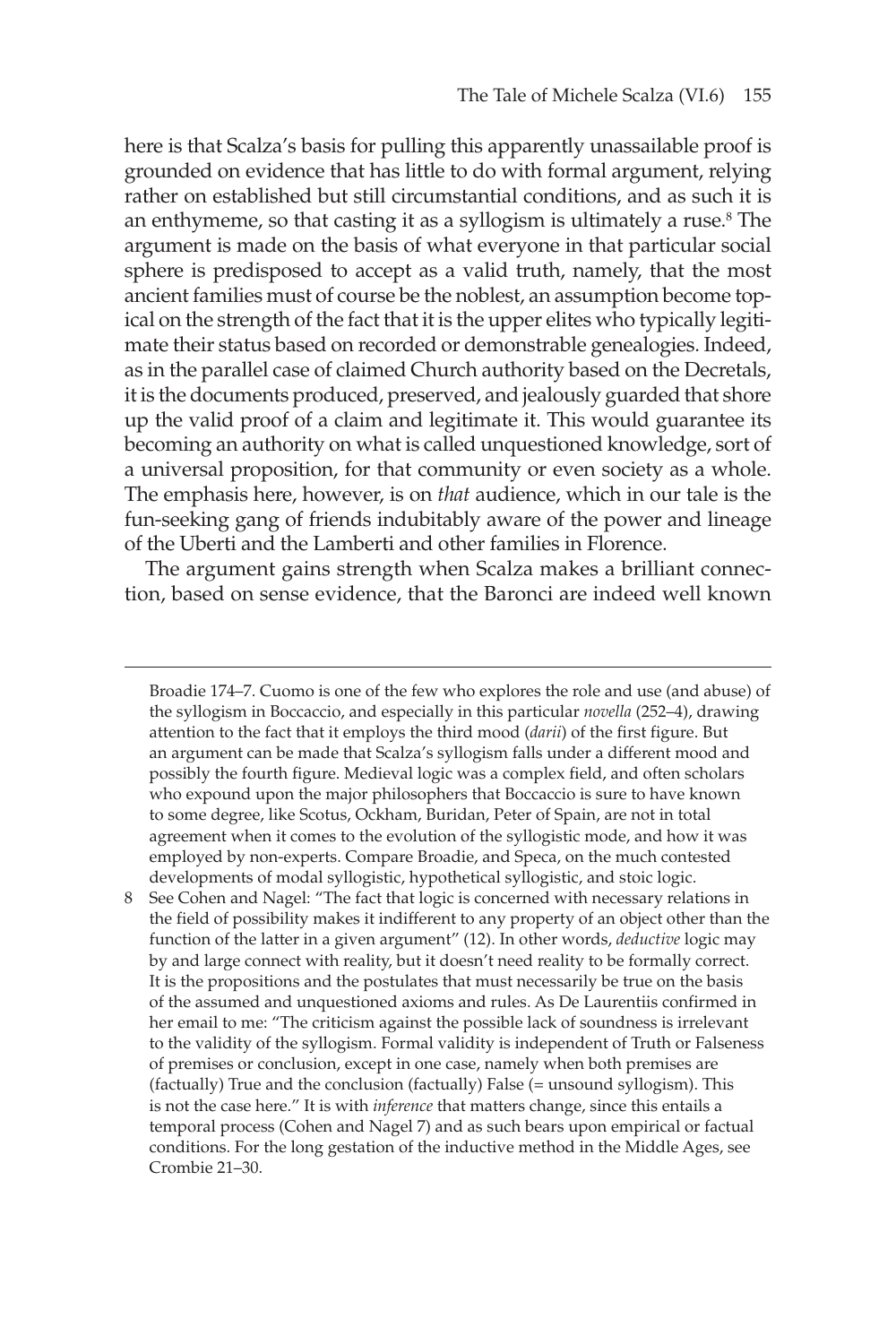here is that Scalza's basis for pulling this apparently unassailable proof is grounded on evidence that has little to do with formal argument, relying rather on established but still circumstantial conditions, and as such it is an enthymeme, so that casting it as a syllogism is ultimately a ruse.[8] The argument is made on the basis of what everyone in that particular social sphere is predisposed to accept as a valid truth, namely, that the most ancient families must of course be the noblest, an assumption become topical on the strength of the fact that it is the upper elites who typically legitimate their status based on recorded or demonstrable genealogies. Indeed, as in the parallel case of claimed Church authority based on the Decretals, it is the documents produced, preserved, and jealously guarded that shore up the valid proof of a claim and legitimate it. This would guarantee its becoming an authority on what is called unquestioned knowledge, sort of a universal proposition, for that community or even society as a whole. The emphasis here, however, is on *that* audience, which in our tale is the fun-seeking gang of friends indubitably aware of the power and lineage of the Uberti and the Lamberti and other families in Florence.

The argument gains strength when Scalza makes a brilliant connection, based on sense evidence, that the Baronci are indeed well known

---

Broadie 174–7. Cuomo is one of the few who explores the role and use (and abuse) of the syllogism in Boccaccio, and especially in this particular *novella* (252–4), drawing attention to the fact that it employs the third mood (*darii*) of the first figure. But an argument can be made that Scalza's syllogism falls under a different mood and possibly the fourth figure. Medieval logic was a complex field, and often scholars who expound upon the major philosophers that Boccaccio is sure to have known to some degree, like Scotus, Ockham, Buridan, Peter of Spain, are not in total agreement when it comes to the evolution of the syllogistic mode, and how it was employed by non-experts. Compare Broadie, and Speca, on the much contested developments of modal syllogistic, hypothetical syllogistic, and stoic logic.

8 See Cohen and Nagel: "The fact that logic is concerned with necessary relations in the field of possibility makes it indifferent to any property of an object other than the function of the latter in a given argument" (12). In other words, *deductive* logic may by and large connect with reality, but it doesn't need reality to be formally correct. It is the propositions and the postulates that must necessarily be true on the basis of the assumed and unquestioned axioms and rules. As De Laurentiis confirmed in her email to me: "The criticism against the possible lack of soundness is irrelevant to the validity of the syllogism. Formal validity is independent of Truth or Falseness of premises or conclusion, except in one case, namely when both premises are (factually) True and the conclusion (factually) False (= unsound syllogism). This is not the case here." It is with *inference* that matters change, since this entails a temporal process (Cohen and Nagel 7) and as such bears upon empirical or factual conditions. For the long gestation of the inductive method in the Middle Ages, see Crombie 21–30.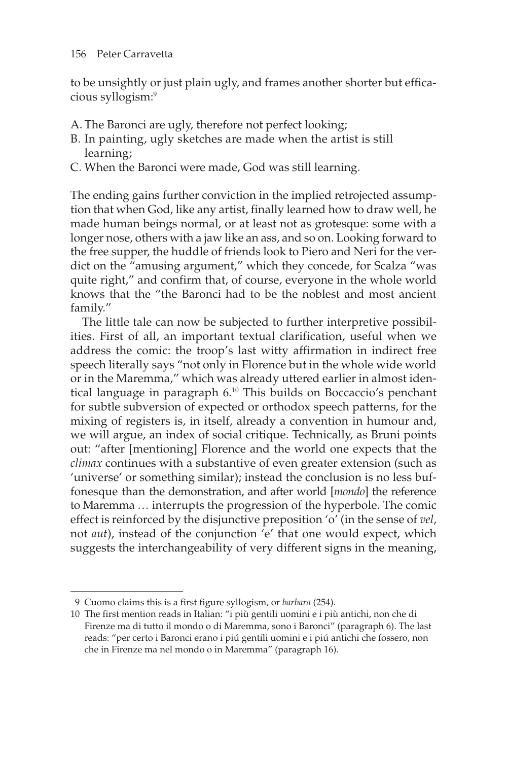to be unsightly or just plain ugly, and frames another shorter but efficacious syllogism:[9]

A. The Baronci are ugly, therefore not perfect looking;
B. In painting, ugly sketches are made when the artist is still learning;
C. When the Baronci were made, God was still learning.

The ending gains further conviction in the implied retrojected assumption that when God, like any artist, finally learned how to draw well, he made human beings normal, or at least not as grotesque: some with a longer nose, others with a jaw like an ass, and so on. Looking forward to the free supper, the huddle of friends look to Piero and Neri for the verdict on the "amusing argument," which they concede, for Scalza "was quite right," and confirm that, of course, everyone in the whole world knows that the "the Baronci had to be the noblest and most ancient family."

The little tale can now be subjected to further interpretive possibilities. First of all, an important textual clarification, useful when we address the comic: the troop's last witty affirmation in indirect free speech literally says "not only in Florence but in the whole wide world or in the Maremma," which was already uttered earlier in almost identical language in paragraph 6.[10] This builds on Boccaccio's penchant for subtle subversion of expected or orthodox speech patterns, for the mixing of registers is, in itself, already a convention in humour and, we will argue, an index of social critique. Technically, as Bruni points out: "after [mentioning] Florence and the world one expects that the *climax* continues with a substantive of even greater extension (such as 'universe' or something similar); instead the conclusion is no less buffonesque than the demonstration, and after world [*mondo*] the reference to Maremma … interrupts the progression of the hyperbole. The comic effect is reinforced by the disjunctive preposition 'o' (in the sense of *vel*, not *aut*), instead of the conjunction 'e' that one would expect, which suggests the interchangeability of very different signs in the meaning,

9 Cuomo claims this is a first figure syllogism, or *barbara* (254).

10 The first mention reads in Italian: "i più gentili uomini e i più antichi, non che di Firenze ma di tutto il mondo o di Maremma, sono i Baronci" (paragraph 6). The last reads: "per certo i Baronci erano i piú gentili uomini e i piú antichi che fossero, non che in Firenze ma nel mondo o in Maremma" (paragraph 16).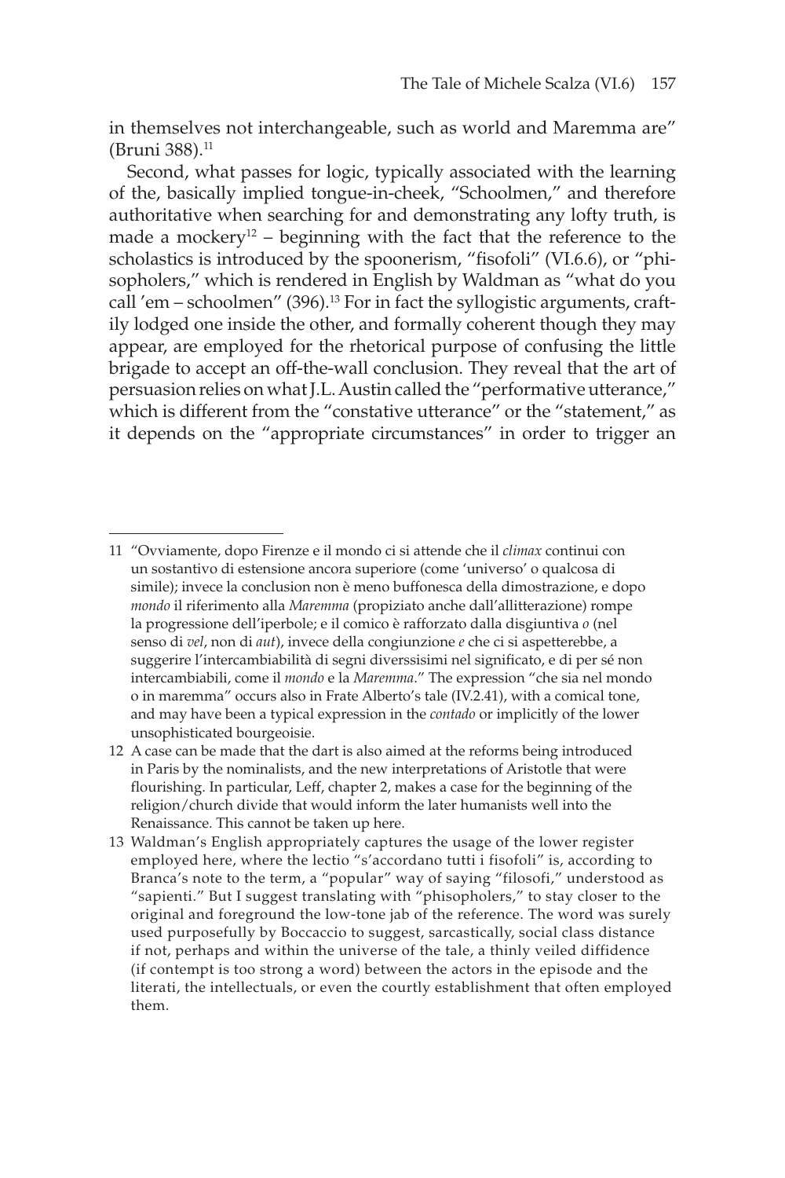in themselves not interchangeable, such as world and Maremma are" (Bruni 388).[11]

Second, what passes for logic, typically associated with the learning of the, basically implied tongue-in-cheek, "Schoolmen," and therefore authoritative when searching for and demonstrating any lofty truth, is made a mockery[12] – beginning with the fact that the reference to the scholastics is introduced by the spoonerism, "fisofoli" (VI.6.6), or "phisopholers," which is rendered in English by Waldman as "what do you call 'em – schoolmen" (396).[13] For in fact the syllogistic arguments, craftily lodged one inside the other, and formally coherent though they may appear, are employed for the rhetorical purpose of confusing the little brigade to accept an off-the-wall conclusion. They reveal that the art of persuasion relies on what J.L. Austin called the "performative utterance," which is different from the "constative utterance" or the "statement," as it depends on the "appropriate circumstances" in order to trigger an

---

11 "Ovviamente, dopo Firenze e il mondo ci si attende che il *climax* continui con un sostantivo di estensione ancora superiore (come 'universo' o qualcosa di simile); invece la conclusion non è meno buffonesca della dimostrazione, e dopo *mondo* il riferimento alla *Maremma* (propiziato anche dall'allitterazione) rompe la progressione dell'iperbole; e il comico è rafforzato dalla disgiuntiva *o* (nel senso di *vel*, non di *aut*), invece della congiunzione *e* che ci si aspetterebbe, a suggerire l'intercambiabilità di segni diverssisimi nel significato, e di per sé non intercambiabili, come il *mondo* e la *Maremma*." The expression "che sia nel mondo o in maremma" occurs also in Frate Alberto's tale (IV.2.41), with a comical tone, and may have been a typical expression in the *contado* or implicitly of the lower unsophisticated bourgeoisie.

12 A case can be made that the dart is also aimed at the reforms being introduced in Paris by the nominalists, and the new interpretations of Aristotle that were flourishing. In particular, Leff, chapter 2, makes a case for the beginning of the religion/church divide that would inform the later humanists well into the Renaissance. This cannot be taken up here.

13 Waldman's English appropriately captures the usage of the lower register employed here, where the lectio "s'accordano tutti i fisofoli" is, according to Branca's note to the term, a "popular" way of saying "filosofi," understood as "sapienti." But I suggest translating with "phisopholers," to stay closer to the original and foreground the low-tone jab of the reference. The word was surely used purposefully by Boccaccio to suggest, sarcastically, social class distance if not, perhaps and within the universe of the tale, a thinly veiled diffidence (if contempt is too strong a word) between the actors in the episode and the literati, the intellectuals, or even the courtly establishment that often employed them.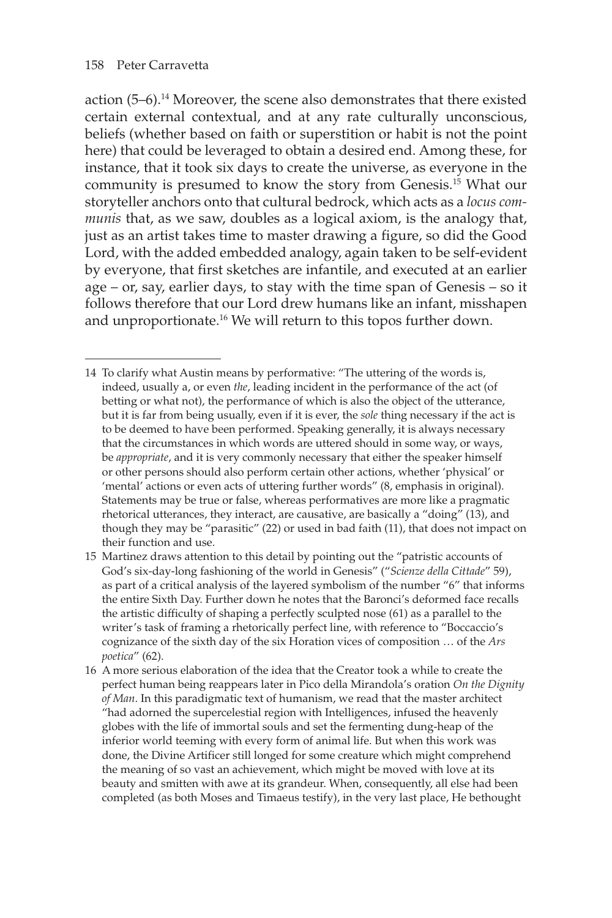action (5–6).[14] Moreover, the scene also demonstrates that there existed certain external contextual, and at any rate culturally unconscious, beliefs (whether based on faith or superstition or habit is not the point here) that could be leveraged to obtain a desired end. Among these, for instance, that it took six days to create the universe, as everyone in the community is presumed to know the story from Genesis.[15] What our storyteller anchors onto that cultural bedrock, which acts as a *locus communis* that, as we saw, doubles as a logical axiom, is the analogy that, just as an artist takes time to master drawing a figure, so did the Good Lord, with the added embedded analogy, again taken to be self-evident by everyone, that first sketches are infantile, and executed at an earlier age – or, say, earlier days, to stay with the time span of Genesis – so it follows therefore that our Lord drew humans like an infant, misshapen and unproportionate.[16] We will return to this topos further down.

---

14 To clarify what Austin means by performative: "The uttering of the words is, indeed, usually a, or even *the*, leading incident in the performance of the act (of betting or what not), the performance of which is also the object of the utterance, but it is far from being usually, even if it is ever, the *sole* thing necessary if the act is to be deemed to have been performed. Speaking generally, it is always necessary that the circumstances in which words are uttered should in some way, or ways, be *appropriate*, and it is very commonly necessary that either the speaker himself or other persons should also perform certain other actions, whether 'physical' or 'mental' actions or even acts of uttering further words" (8, emphasis in original). Statements may be true or false, whereas performatives are more like a pragmatic rhetorical utterances, they interact, are causative, are basically a "doing" (13), and though they may be "parasitic" (22) or used in bad faith (11), that does not impact on their function and use.

15 Martinez draws attention to this detail by pointing out the "patristic accounts of God's six-day-long fashioning of the world in Genesis" ("*Scienze della Cittade*" 59), as part of a critical analysis of the layered symbolism of the number "6" that informs the entire Sixth Day. Further down he notes that the Baronci's deformed face recalls the artistic difficulty of shaping a perfectly sculpted nose (61) as a parallel to the writer's task of framing a rhetorically perfect line, with reference to "Boccaccio's cognizance of the sixth day of the six Horation vices of composition … of the *Ars poetica*" (62).

16 A more serious elaboration of the idea that the Creator took a while to create the perfect human being reappears later in Pico della Mirandola's oration *On the Dignity of Man*. In this paradigmatic text of humanism, we read that the master architect "had adorned the supercelestial region with Intelligences, infused the heavenly globes with the life of immortal souls and set the fermenting dung-heap of the inferior world teeming with every form of animal life. But when this work was done, the Divine Artificer still longed for some creature which might comprehend the meaning of so vast an achievement, which might be moved with love at its beauty and smitten with awe at its grandeur. When, consequently, all else had been completed (as both Moses and Timaeus testify), in the very last place, He bethought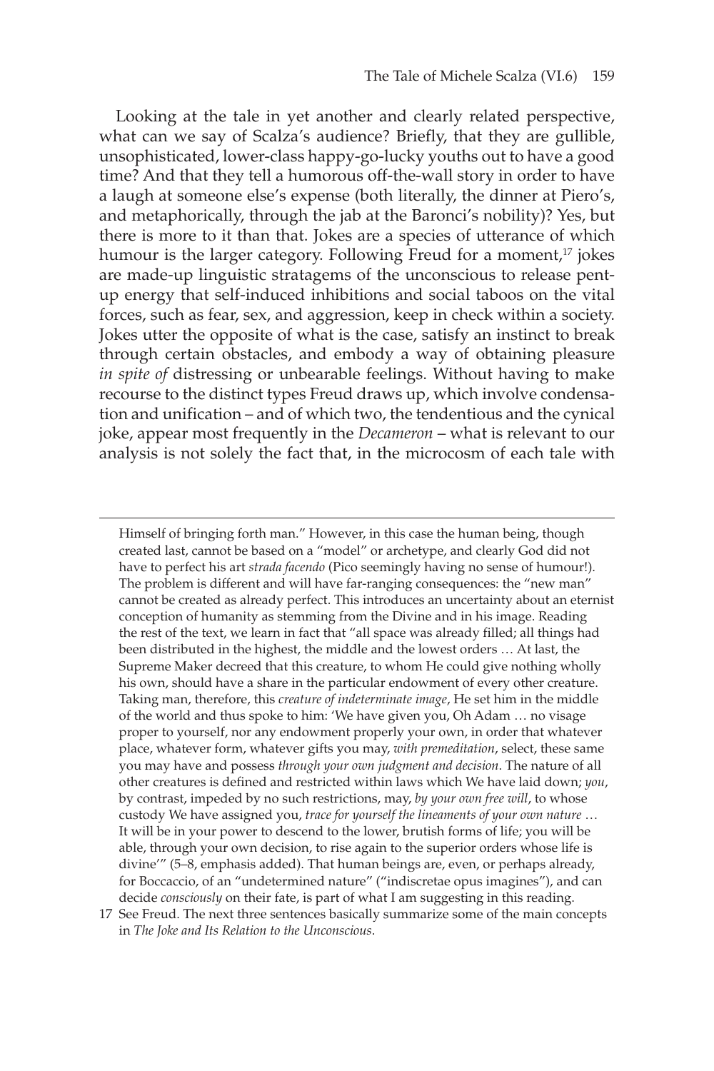Looking at the tale in yet another and clearly related perspective, what can we say of Scalza's audience? Briefly, that they are gullible, unsophisticated, lower-class happy-go-lucky youths out to have a good time? And that they tell a humorous off-the-wall story in order to have a laugh at someone else's expense (both literally, the dinner at Piero's, and metaphorically, through the jab at the Baronci's nobility)? Yes, but there is more to it than that. Jokes are a species of utterance of which humour is the larger category. Following Freud for a moment,[17] jokes are made-up linguistic stratagems of the unconscious to release pent-up energy that self-induced inhibitions and social taboos on the vital forces, such as fear, sex, and aggression, keep in check within a society. Jokes utter the opposite of what is the case, satisfy an instinct to break through certain obstacles, and embody a way of obtaining pleasure *in spite of* distressing or unbearable feelings. Without having to make recourse to the distinct types Freud draws up, which involve condensation and unification – and of which two, the tendentious and the cynical joke, appear most frequently in the *Decameron* – what is relevant to our analysis is not solely the fact that, in the microcosm of each tale with

---

Himself of bringing forth man." However, in this case the human being, though created last, cannot be based on a "model" or archetype, and clearly God did not have to perfect his art *strada facendo* (Pico seemingly having no sense of humour!). The problem is different and will have far-ranging consequences: the "new man" cannot be created as already perfect. This introduces an uncertainty about an eternist conception of humanity as stemming from the Divine and in his image. Reading the rest of the text, we learn in fact that "all space was already filled; all things had been distributed in the highest, the middle and the lowest orders … At last, the Supreme Maker decreed that this creature, to whom He could give nothing wholly his own, should have a share in the particular endowment of every other creature. Taking man, therefore, this *creature of indeterminate image*, He set him in the middle of the world and thus spoke to him: 'We have given you, Oh Adam … no visage proper to yourself, nor any endowment properly your own, in order that whatever place, whatever form, whatever gifts you may, *with premeditation*, select, these same you may have and possess *through your own judgment and decision*. The nature of all other creatures is defined and restricted within laws which We have laid down; *you*, by contrast, impeded by no such restrictions, may, *by your own free will*, to whose custody We have assigned you, *trace for yourself the lineaments of your own nature* … It will be in your power to descend to the lower, brutish forms of life; you will be able, through your own decision, to rise again to the superior orders whose life is divine'" (5–8, emphasis added). That human beings are, even, or perhaps already, for Boccaccio, of an "undetermined nature" ("indiscretae opus imagines"), and can decide *consciously* on their fate, is part of what I am suggesting in this reading.

17 See Freud. The next three sentences basically summarize some of the main concepts in *The Joke and Its Relation to the Unconscious*.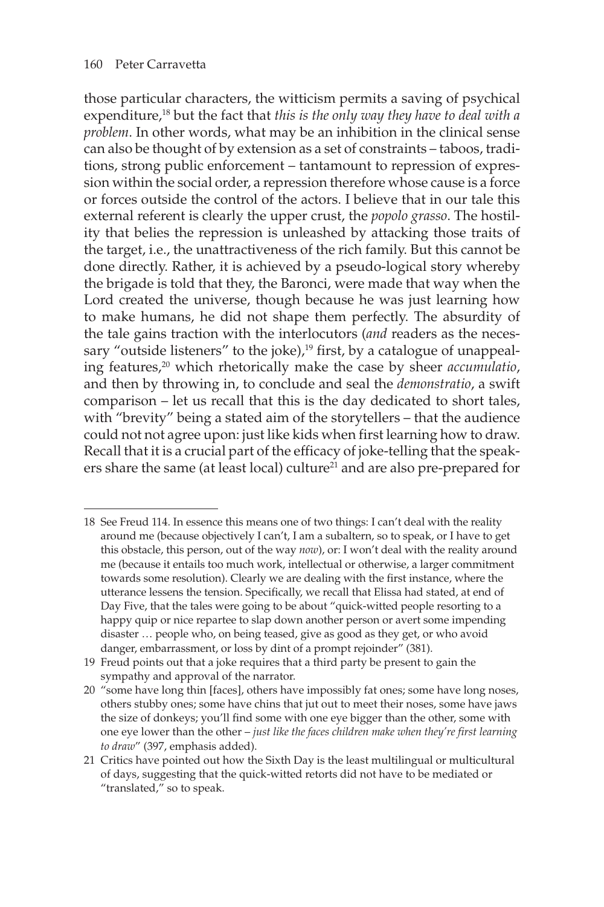those particular characters, the witticism permits a saving of psychical expenditure,[18] but the fact that *this is the only way they have to deal with a problem*. In other words, what may be an inhibition in the clinical sense can also be thought of by extension as a set of constraints – taboos, traditions, strong public enforcement – tantamount to repression of expression within the social order, a repression therefore whose cause is a force or forces outside the control of the actors. I believe that in our tale this external referent is clearly the upper crust, the *popolo grasso*. The hostility that belies the repression is unleashed by attacking those traits of the target, i.e., the unattractiveness of the rich family. But this cannot be done directly. Rather, it is achieved by a pseudo-logical story whereby the brigade is told that they, the Baronci, were made that way when the Lord created the universe, though because he was just learning how to make humans, he did not shape them perfectly. The absurdity of the tale gains traction with the interlocutors (*and* readers as the necessary "outside listeners" to the joke),[19] first, by a catalogue of unappealing features,[20] which rhetorically make the case by sheer *accumulatio*, and then by throwing in, to conclude and seal the *demonstratio*, a swift comparison – let us recall that this is the day dedicated to short tales, with "brevity" being a stated aim of the storytellers – that the audience could not not agree upon: just like kids when first learning how to draw. Recall that it is a crucial part of the efficacy of joke-telling that the speakers share the same (at least local) culture[21] and are also pre-prepared for

---

18 See Freud 114. In essence this means one of two things: I can't deal with the reality around me (because objectively I can't, I am a subaltern, so to speak, or I have to get this obstacle, this person, out of the way *now*), or: I won't deal with the reality around me (because it entails too much work, intellectual or otherwise, a larger commitment towards some resolution). Clearly we are dealing with the first instance, where the utterance lessens the tension. Specifically, we recall that Elissa had stated, at end of Day Five, that the tales were going to be about "quick-witted people resorting to a happy quip or nice repartee to slap down another person or avert some impending disaster … people who, on being teased, give as good as they get, or who avoid danger, embarrassment, or loss by dint of a prompt rejoinder" (381).

19 Freud points out that a joke requires that a third party be present to gain the sympathy and approval of the narrator.

20 "some have long thin [faces], others have impossibly fat ones; some have long noses, others stubby ones; some have chins that jut out to meet their noses, some have jaws the size of donkeys; you'll find some with one eye bigger than the other, some with one eye lower than the other – *just like the faces children make when they're first learning to draw*" (397, emphasis added).

21 Critics have pointed out how the Sixth Day is the least multilingual or multicultural of days, suggesting that the quick-witted retorts did not have to be mediated or "translated," so to speak.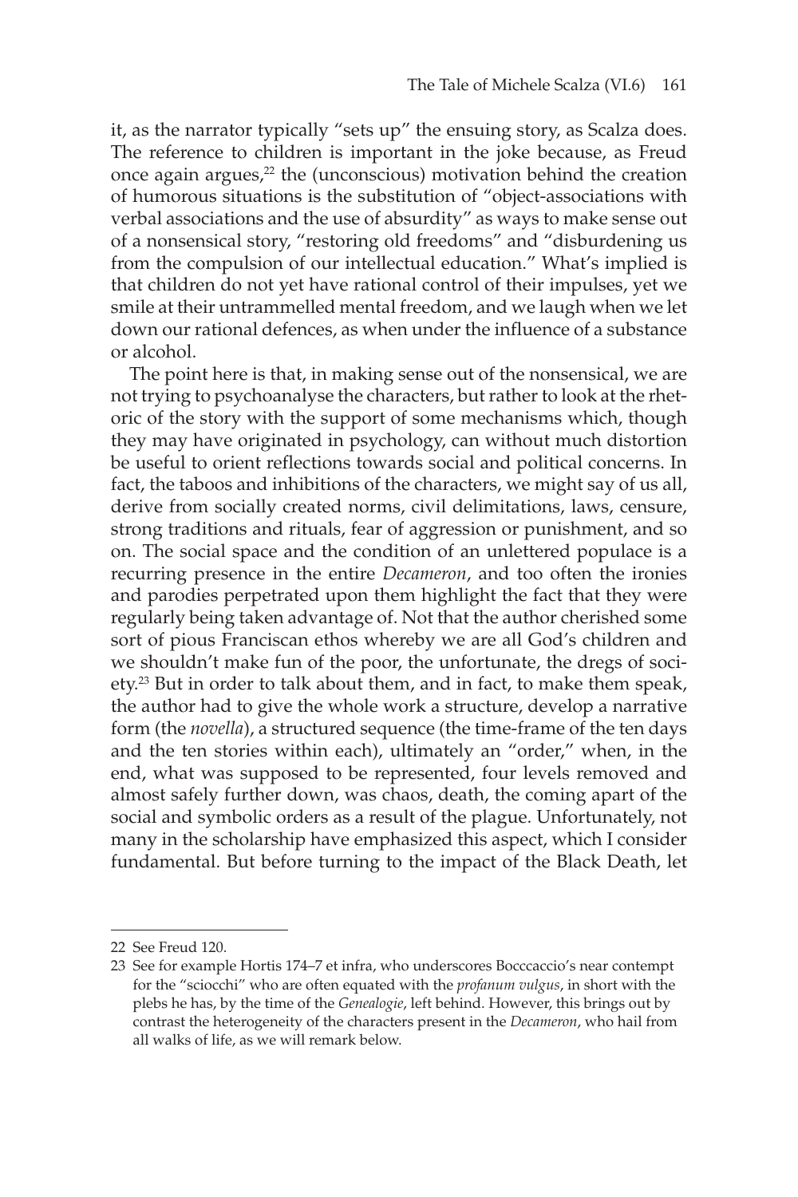it, as the narrator typically "sets up" the ensuing story, as Scalza does. The reference to children is important in the joke because, as Freud once again argues,[22] the (unconscious) motivation behind the creation of humorous situations is the substitution of "object-associations with verbal associations and the use of absurdity" as ways to make sense out of a nonsensical story, "restoring old freedoms" and "disburdening us from the compulsion of our intellectual education." What's implied is that children do not yet have rational control of their impulses, yet we smile at their untrammelled mental freedom, and we laugh when we let down our rational defences, as when under the influence of a substance or alcohol.

The point here is that, in making sense out of the nonsensical, we are not trying to psychoanalyse the characters, but rather to look at the rhetoric of the story with the support of some mechanisms which, though they may have originated in psychology, can without much distortion be useful to orient reflections towards social and political concerns. In fact, the taboos and inhibitions of the characters, we might say of us all, derive from socially created norms, civil delimitations, laws, censure, strong traditions and rituals, fear of aggression or punishment, and so on. The social space and the condition of an unlettered populace is a recurring presence in the entire *Decameron*, and too often the ironies and parodies perpetrated upon them highlight the fact that they were regularly being taken advantage of. Not that the author cherished some sort of pious Franciscan ethos whereby we are all God's children and we shouldn't make fun of the poor, the unfortunate, the dregs of society.[23] But in order to talk about them, and in fact, to make them speak, the author had to give the whole work a structure, develop a narrative form (the *novella*), a structured sequence (the time-frame of the ten days and the ten stories within each), ultimately an "order," when, in the end, what was supposed to be represented, four levels removed and almost safely further down, was chaos, death, the coming apart of the social and symbolic orders as a result of the plague. Unfortunately, not many in the scholarship have emphasized this aspect, which I consider fundamental. But before turning to the impact of the Black Death, let

---

22 See Freud 120.

23 See for example Hortis 174–7 et infra, who underscores Bocccaccio's near contempt for the "sciocchi" who are often equated with the *profanum vulgus*, in short with the plebs he has, by the time of the *Genealogie*, left behind. However, this brings out by contrast the heterogeneity of the characters present in the *Decameron*, who hail from all walks of life, as we will remark below.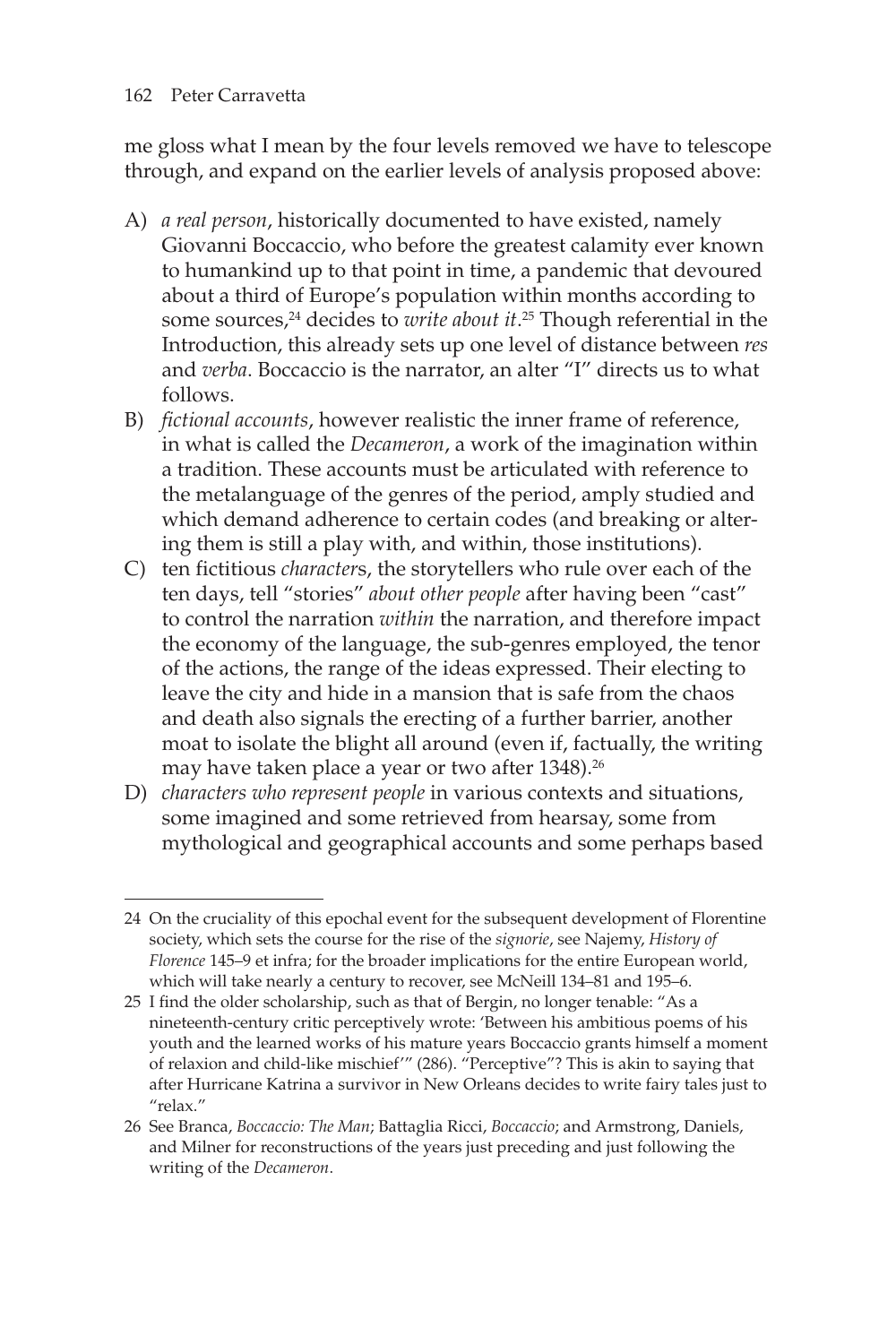me gloss what I mean by the four levels removed we have to telescope through, and expand on the earlier levels of analysis proposed above:

A) *a real person*, historically documented to have existed, namely Giovanni Boccaccio, who before the greatest calamity ever known to humankind up to that point in time, a pandemic that devoured about a third of Europe's population within months according to some sources,[24] decides to *write about it*.[25] Though referential in the Introduction, this already sets up one level of distance between *res* and *verba*. Boccaccio is the narrator, an alter "I" directs us to what follows.

B) *fictional accounts*, however realistic the inner frame of reference, in what is called the *Decameron*, a work of the imagination within a tradition. These accounts must be articulated with reference to the metalanguage of the genres of the period, amply studied and which demand adherence to certain codes (and breaking or altering them is still a play with, and within, those institutions).

C) ten fictitious *character*s, the storytellers who rule over each of the ten days, tell "stories" *about other people* after having been "cast" to control the narration *within* the narration, and therefore impact the economy of the language, the sub-genres employed, the tenor of the actions, the range of the ideas expressed. Their electing to leave the city and hide in a mansion that is safe from the chaos and death also signals the erecting of a further barrier, another moat to isolate the blight all around (even if, factually, the writing may have taken place a year or two after 1348).[26]

D) *characters who represent people* in various contexts and situations, some imagined and some retrieved from hearsay, some from mythological and geographical accounts and some perhaps based

---

24 On the cruciality of this epochal event for the subsequent development of Florentine society, which sets the course for the rise of the *signorie*, see Najemy, *History of Florence* 145–9 et infra; for the broader implications for the entire European world, which will take nearly a century to recover, see McNeill 134–81 and 195–6.

25 I find the older scholarship, such as that of Bergin, no longer tenable: "As a nineteenth-century critic perceptively wrote: 'Between his ambitious poems of his youth and the learned works of his mature years Boccaccio grants himself a moment of relaxion and child-like mischief'" (286). "Perceptive"? This is akin to saying that after Hurricane Katrina a survivor in New Orleans decides to write fairy tales just to "relax."

26 See Branca, *Boccaccio: The Man*; Battaglia Ricci, *Boccaccio*; and Armstrong, Daniels, and Milner for reconstructions of the years just preceding and just following the writing of the *Decameron*.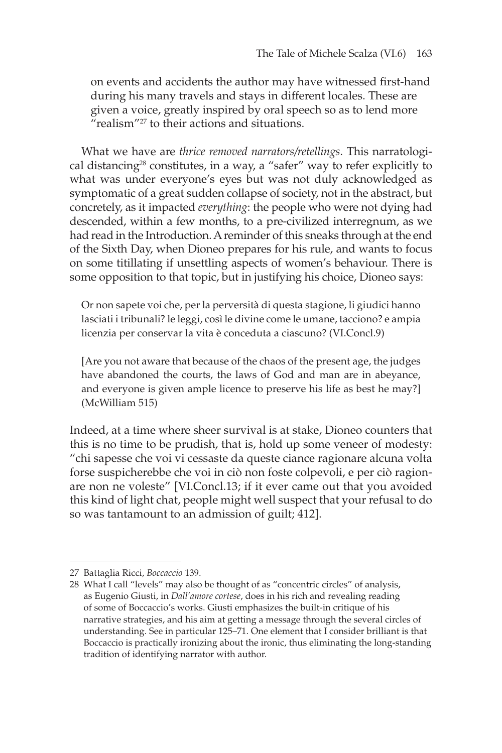on events and accidents the author may have witnessed first-hand during his many travels and stays in different locales. These are given a voice, greatly inspired by oral speech so as to lend more "realism"[27] to their actions and situations.

What we have are *thrice removed narrators/retellings*. This narratological distancing[28] constitutes, in a way, a "safer" way to refer explicitly to what was under everyone's eyes but was not duly acknowledged as symptomatic of a great sudden collapse of society, not in the abstract, but concretely, as it impacted *everything*: the people who were not dying had descended, within a few months, to a pre-civilized interregnum, as we had read in the Introduction. A reminder of this sneaks through at the end of the Sixth Day, when Dioneo prepares for his rule, and wants to focus on some titillating if unsettling aspects of women's behaviour. There is some opposition to that topic, but in justifying his choice, Dioneo says:

> Or non sapete voi che, per la perversità di questa stagione, li giudici hanno lasciati i tribunali? le leggi, così le divine come le umane, tacciono? e ampia licenzia per conservar la vita è conceduta a ciascuno? (VI.Concl.9)
>
> [Are you not aware that because of the chaos of the present age, the judges have abandoned the courts, the laws of God and man are in abeyance, and everyone is given ample licence to preserve his life as best he may?] (McWilliam 515)

Indeed, at a time where sheer survival is at stake, Dioneo counters that this is no time to be prudish, that is, hold up some veneer of modesty: "chi sapesse che voi vi cessaste da queste ciance ragionare alcuna volta forse suspicherebbe che voi in ciò non foste colpevoli, e per ciò ragionare non ne voleste" [VI.Concl.13; if it ever came out that you avoided this kind of light chat, people might well suspect that your refusal to do so was tantamount to an admission of guilt; 412].

---

27 Battaglia Ricci, *Boccaccio* 139.

28 What I call "levels" may also be thought of as "concentric circles" of analysis, as Eugenio Giusti, in *Dall'amore cortese*, does in his rich and revealing reading of some of Boccaccio's works. Giusti emphasizes the built-in critique of his narrative strategies, and his aim at getting a message through the several circles of understanding. See in particular 125–71. One element that I consider brilliant is that Boccaccio is practically ironizing about the ironic, thus eliminating the long-standing tradition of identifying narrator with author.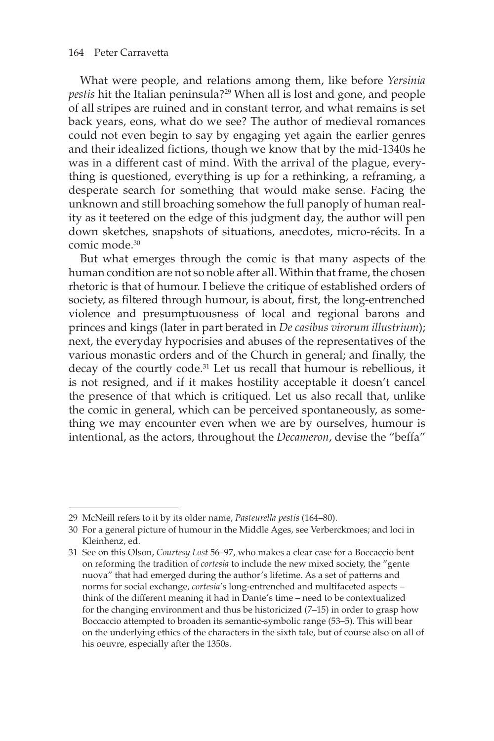What were people, and relations among them, like before *Yersinia pestis* hit the Italian peninsula?[29] When all is lost and gone, and people of all stripes are ruined and in constant terror, and what remains is set back years, eons, what do we see? The author of medieval romances could not even begin to say by engaging yet again the earlier genres and their idealized fictions, though we know that by the mid-1340s he was in a different cast of mind. With the arrival of the plague, everything is questioned, everything is up for a rethinking, a reframing, a desperate search for something that would make sense. Facing the unknown and still broaching somehow the full panoply of human reality as it teetered on the edge of this judgment day, the author will pen down sketches, snapshots of situations, anecdotes, micro-récits. In a comic mode.[30]

But what emerges through the comic is that many aspects of the human condition are not so noble after all. Within that frame, the chosen rhetoric is that of humour. I believe the critique of established orders of society, as filtered through humour, is about, first, the long-entrenched violence and presumptuousness of local and regional barons and princes and kings (later in part berated in *De casibus virorum illustrium*); next, the everyday hypocrisies and abuses of the representatives of the various monastic orders and of the Church in general; and finally, the decay of the courtly code.[31] Let us recall that humour is rebellious, it is not resigned, and if it makes hostility acceptable it doesn't cancel the presence of that which is critiqued. Let us also recall that, unlike the comic in general, which can be perceived spontaneously, as something we may encounter even when we are by ourselves, humour is intentional, as the actors, throughout the *Decameron*, devise the "beffa"

---

29 McNeill refers to it by its older name, *Pasteurella pestis* (164–80).

30 For a general picture of humour in the Middle Ages, see Verberckmoes; and loci in Kleinhenz, ed.

31 See on this Olson, *Courtesy Lost* 56–97, who makes a clear case for a Boccaccio bent on reforming the tradition of *cortesia* to include the new mixed society, the "gente nuova" that had emerged during the author's lifetime. As a set of patterns and norms for social exchange, *cortesia*'s long-entrenched and multifaceted aspects – think of the different meaning it had in Dante's time – need to be contextualized for the changing environment and thus be historicized (7–15) in order to grasp how Boccaccio attempted to broaden its semantic-symbolic range (53–5). This will bear on the underlying ethics of the characters in the sixth tale, but of course also on all of his oeuvre, especially after the 1350s.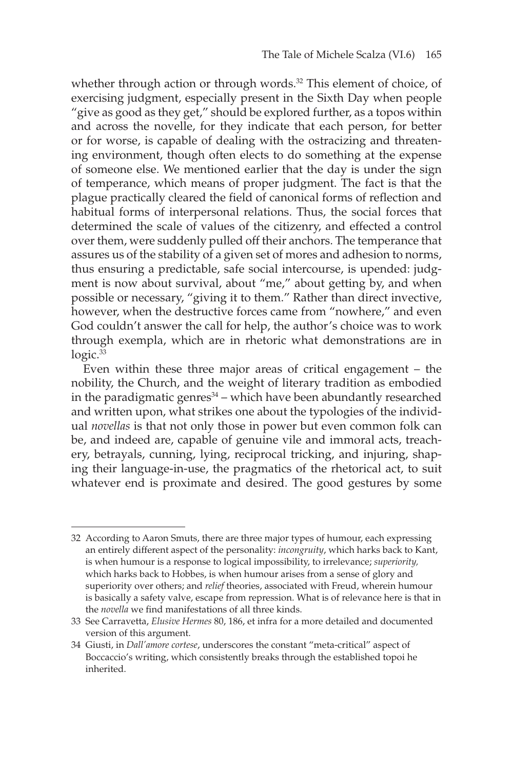whether through action or through words.[32] This element of choice, of exercising judgment, especially present in the Sixth Day when people "give as good as they get," should be explored further, as a topos within and across the novelle, for they indicate that each person, for better or for worse, is capable of dealing with the ostracizing and threatening environment, though often elects to do something at the expense of someone else. We mentioned earlier that the day is under the sign of temperance, which means of proper judgment. The fact is that the plague practically cleared the field of canonical forms of reflection and habitual forms of interpersonal relations. Thus, the social forces that determined the scale of values of the citizenry, and effected a control over them, were suddenly pulled off their anchors. The temperance that assures us of the stability of a given set of mores and adhesion to norms, thus ensuring a predictable, safe social intercourse, is upended: judgment is now about survival, about "me," about getting by, and when possible or necessary, "giving it to them." Rather than direct invective, however, when the destructive forces came from "nowhere," and even God couldn't answer the call for help, the author's choice was to work through exempla, which are in rhetoric what demonstrations are in logic.[33]

Even within these three major areas of critical engagement – the nobility, the Church, and the weight of literary tradition as embodied in the paradigmatic genres[34] – which have been abundantly researched and written upon, what strikes one about the typologies of the individual *novellas* is that not only those in power but even common folk can be, and indeed are, capable of genuine vile and immoral acts, treachery, betrayals, cunning, lying, reciprocal tricking, and injuring, shaping their language-in-use, the pragmatics of the rhetorical act, to suit whatever end is proximate and desired. The good gestures by some

---

32 According to Aaron Smuts, there are three major types of humour, each expressing an entirely different aspect of the personality: *incongruity*, which harks back to Kant, is when humour is a response to logical impossibility, to irrelevance; *superiority,* which harks back to Hobbes, is when humour arises from a sense of glory and superiority over others; and *relief* theories, associated with Freud, wherein humour is basically a safety valve, escape from repression. What is of relevance here is that in the *novella* we find manifestations of all three kinds.

33 See Carravetta, *Elusive Hermes* 80, 186, et infra for a more detailed and documented version of this argument.

34 Giusti, in *Dall'amore cortese*, underscores the constant "meta-critical" aspect of Boccaccio's writing, which consistently breaks through the established topoi he inherited.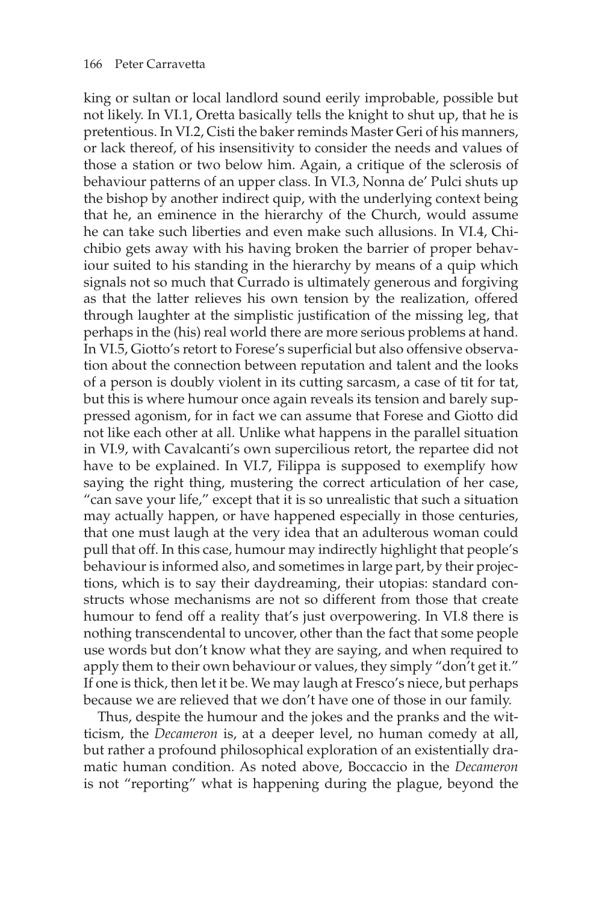king or sultan or local landlord sound eerily improbable, possible but not likely. In VI.1, Oretta basically tells the knight to shut up, that he is pretentious. In VI.2, Cisti the baker reminds Master Geri of his manners, or lack thereof, of his insensitivity to consider the needs and values of those a station or two below him. Again, a critique of the sclerosis of behaviour patterns of an upper class. In VI.3, Nonna de' Pulci shuts up the bishop by another indirect quip, with the underlying context being that he, an eminence in the hierarchy of the Church, would assume he can take such liberties and even make such allusions. In VI.4, Chichibio gets away with his having broken the barrier of proper behaviour suited to his standing in the hierarchy by means of a quip which signals not so much that Currado is ultimately generous and forgiving as that the latter relieves his own tension by the realization, offered through laughter at the simplistic justification of the missing leg, that perhaps in the (his) real world there are more serious problems at hand. In VI.5, Giotto's retort to Forese's superficial but also offensive observation about the connection between reputation and talent and the looks of a person is doubly violent in its cutting sarcasm, a case of tit for tat, but this is where humour once again reveals its tension and barely suppressed agonism, for in fact we can assume that Forese and Giotto did not like each other at all. Unlike what happens in the parallel situation in VI.9, with Cavalcanti's own supercilious retort, the repartee did not have to be explained. In VI.7, Filippa is supposed to exemplify how saying the right thing, mustering the correct articulation of her case, "can save your life," except that it is so unrealistic that such a situation may actually happen, or have happened especially in those centuries, that one must laugh at the very idea that an adulterous woman could pull that off. In this case, humour may indirectly highlight that people's behaviour is informed also, and sometimes in large part, by their projections, which is to say their daydreaming, their utopias: standard constructs whose mechanisms are not so different from those that create humour to fend off a reality that's just overpowering. In VI.8 there is nothing transcendental to uncover, other than the fact that some people use words but don't know what they are saying, and when required to apply them to their own behaviour or values, they simply "don't get it." If one is thick, then let it be. We may laugh at Fresco's niece, but perhaps because we are relieved that we don't have one of those in our family.

Thus, despite the humour and the jokes and the pranks and the witticism, the *Decameron* is, at a deeper level, no human comedy at all, but rather a profound philosophical exploration of an existentially dramatic human condition. As noted above, Boccaccio in the *Decameron* is not "reporting" what is happening during the plague, beyond the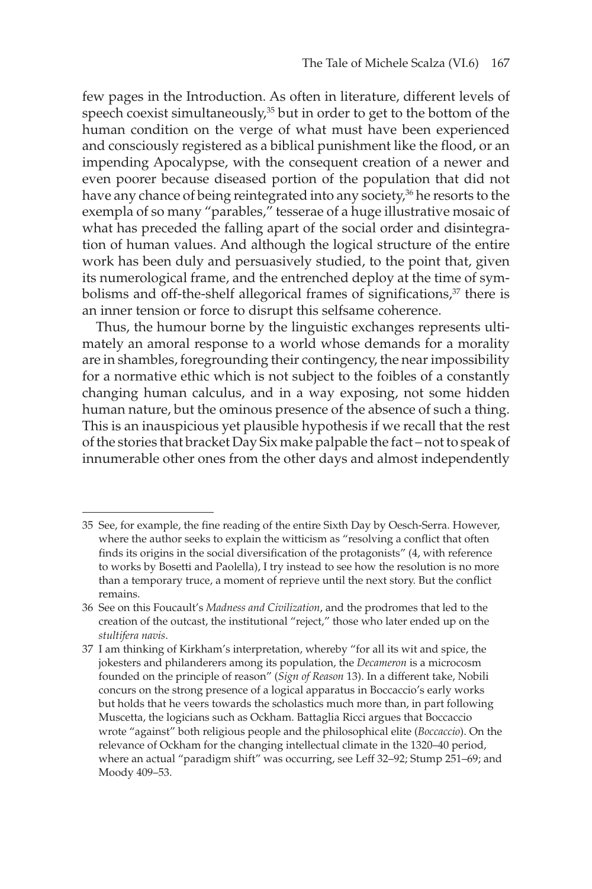few pages in the Introduction. As often in literature, different levels of speech coexist simultaneously,[35] but in order to get to the bottom of the human condition on the verge of what must have been experienced and consciously registered as a biblical punishment like the flood, or an impending Apocalypse, with the consequent creation of a newer and even poorer because diseased portion of the population that did not have any chance of being reintegrated into any society,[36] he resorts to the exempla of so many "parables," tesserae of a huge illustrative mosaic of what has preceded the falling apart of the social order and disintegration of human values. And although the logical structure of the entire work has been duly and persuasively studied, to the point that, given its numerological frame, and the entrenched deploy at the time of symbolisms and off-the-shelf allegorical frames of significations,[37] there is an inner tension or force to disrupt this selfsame coherence.

Thus, the humour borne by the linguistic exchanges represents ultimately an amoral response to a world whose demands for a morality are in shambles, foregrounding their contingency, the near impossibility for a normative ethic which is not subject to the foibles of a constantly changing human calculus, and in a way exposing, not some hidden human nature, but the ominous presence of the absence of such a thing. This is an inauspicious yet plausible hypothesis if we recall that the rest of the stories that bracket Day Six make palpable the fact – not to speak of innumerable other ones from the other days and almost independently

---

35 See, for example, the fine reading of the entire Sixth Day by Oesch-Serra. However, where the author seeks to explain the witticism as "resolving a conflict that often finds its origins in the social diversification of the protagonists" (4, with reference to works by Bosetti and Paolella), I try instead to see how the resolution is no more than a temporary truce, a moment of reprieve until the next story. But the conflict remains.

36 See on this Foucault's *Madness and Civilization*, and the prodromes that led to the creation of the outcast, the institutional "reject," those who later ended up on the *stultifera navis*.

37 I am thinking of Kirkham's interpretation, whereby "for all its wit and spice, the jokesters and philanderers among its population, the *Decameron* is a microcosm founded on the principle of reason" (*Sign of Reason* 13). In a different take, Nobili concurs on the strong presence of a logical apparatus in Boccaccio's early works but holds that he veers towards the scholastics much more than, in part following Muscetta, the logicians such as Ockham. Battaglia Ricci argues that Boccaccio wrote "against" both religious people and the philosophical elite (*Boccaccio*). On the relevance of Ockham for the changing intellectual climate in the 1320–40 period, where an actual "paradigm shift" was occurring, see Leff 32–92; Stump 251–69; and Moody 409–53.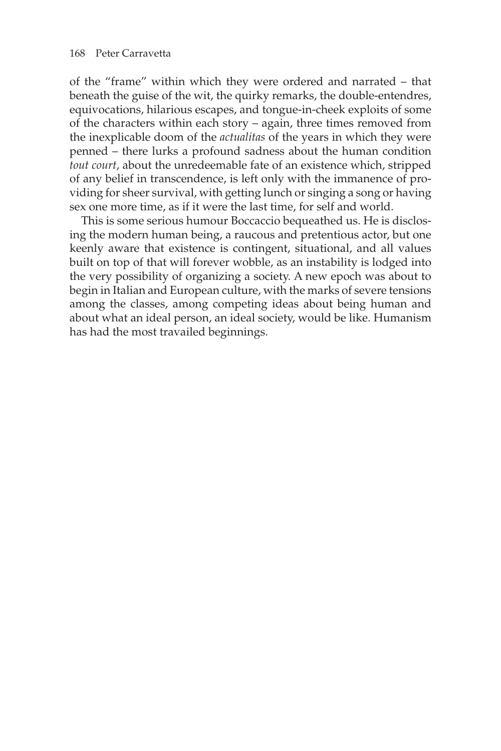of the "frame" within which they were ordered and narrated – that beneath the guise of the wit, the quirky remarks, the double-entendres, equivocations, hilarious escapes, and tongue-in-cheek exploits of some of the characters within each story – again, three times removed from the inexplicable doom of the *actualitas* of the years in which they were penned – there lurks a profound sadness about the human condition *tout court*, about the unredeemable fate of an existence which, stripped of any belief in transcendence, is left only with the immanence of providing for sheer survival, with getting lunch or singing a song or having sex one more time, as if it were the last time, for self and world.

This is some serious humour Boccaccio bequeathed us. He is disclosing the modern human being, a raucous and pretentious actor, but one keenly aware that existence is contingent, situational, and all values built on top of that will forever wobble, as an instability is lodged into the very possibility of organizing a society. A new epoch was about to begin in Italian and European culture, with the marks of severe tensions among the classes, among competing ideas about being human and about what an ideal person, an ideal society, would be like. Humanism has had the most travailed beginnings.